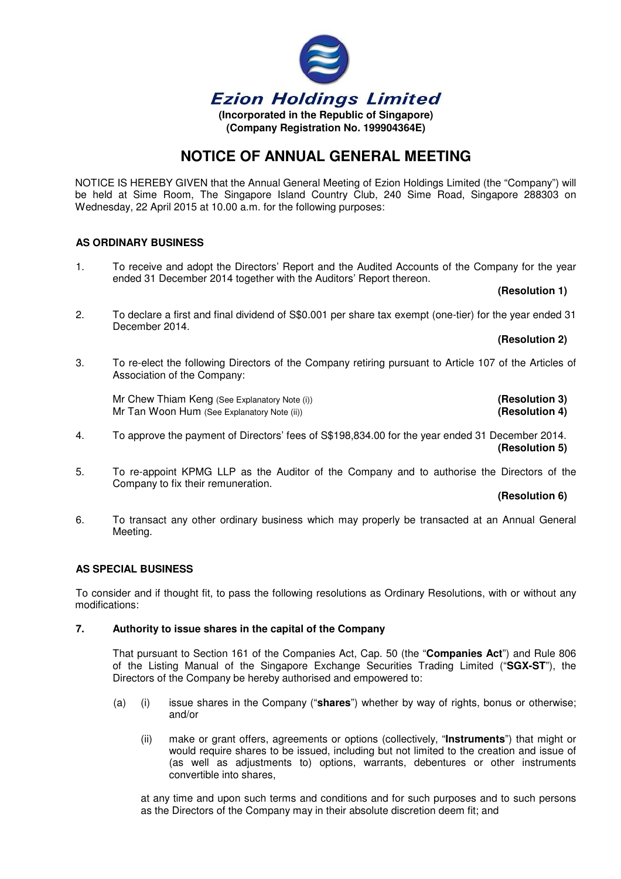# Ezion Holdings Limited

**(Incorporated in the Republic of Singapore)**
**(Company Registration No. 199904364E)**

## NOTICE OF ANNUAL GENERAL MEETING

NOTICE IS HEREBY GIVEN that the Annual General Meeting of Ezion Holdings Limited (the "Company") will be held at Sime Room, The Singapore Island Country Club, 240 Sime Road, Singapore 288303 on Wednesday, 22 April 2015 at 10.00 a.m. for the following purposes:

### AS ORDINARY BUSINESS

1. To receive and adopt the Directors' Report and the Audited Accounts of the Company for the year ended 31 December 2014 together with the Auditors' Report thereon.

   **(Resolution 1)**

2. To declare a first and final dividend of S$0.001 per share tax exempt (one-tier) for the year ended 31 December 2014.

   **(Resolution 2)**

3. To re-elect the following Directors of the Company retiring pursuant to Article 107 of the Articles of Association of the Company:

   Mr Chew Thiam Keng (See Explanatory Note (i)) **(Resolution 3)**
   Mr Tan Woon Hum (See Explanatory Note (ii)) **(Resolution 4)**

4. To approve the payment of Directors' fees of S$198,834.00 for the year ended 31 December 2014.

   **(Resolution 5)**

5. To re-appoint KPMG LLP as the Auditor of the Company and to authorise the Directors of the Company to fix their remuneration.

   **(Resolution 6)**

6. To transact any other ordinary business which may properly be transacted at an Annual General Meeting.

### AS SPECIAL BUSINESS

To consider and if thought fit, to pass the following resolutions as Ordinary Resolutions, with or without any modifications:

**7. Authority to issue shares in the capital of the Company**

That pursuant to Section 161 of the Companies Act, Cap. 50 (the "**Companies Act**") and Rule 806 of the Listing Manual of the Singapore Exchange Securities Trading Limited ("**SGX-ST**"), the Directors of the Company be hereby authorised and empowered to:

(a) (i) issue shares in the Company ("**shares**") whether by way of rights, bonus or otherwise; and/or

(ii) make or grant offers, agreements or options (collectively, "**Instruments**") that might or would require shares to be issued, including but not limited to the creation and issue of (as well as adjustments to) options, warrants, debentures or other instruments convertible into shares,

at any time and upon such terms and conditions and for such purposes and to such persons as the Directors of the Company may in their absolute discretion deem fit; and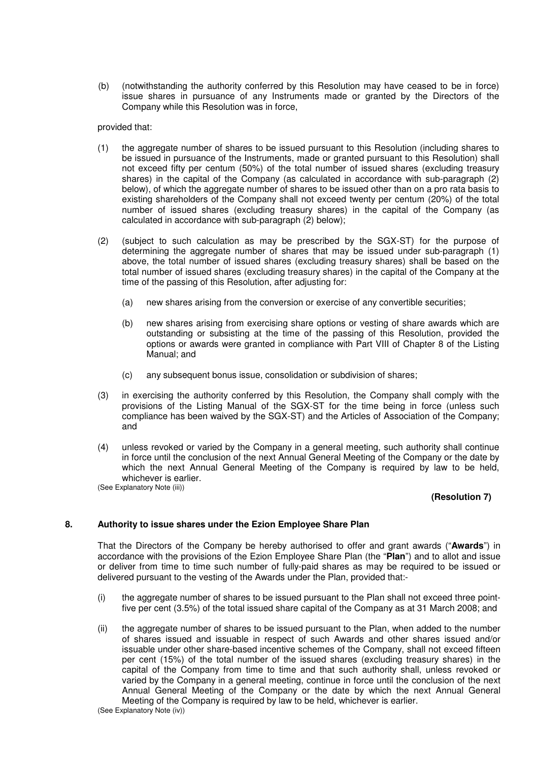(b) (notwithstanding the authority conferred by this Resolution may have ceased to be in force) issue shares in pursuance of any Instruments made or granted by the Directors of the Company while this Resolution was in force,

provided that:

(1) the aggregate number of shares to be issued pursuant to this Resolution (including shares to be issued in pursuance of the Instruments, made or granted pursuant to this Resolution) shall not exceed fifty per centum (50%) of the total number of issued shares (excluding treasury shares) in the capital of the Company (as calculated in accordance with sub-paragraph (2) below), of which the aggregate number of shares to be issued other than on a pro rata basis to existing shareholders of the Company shall not exceed twenty per centum (20%) of the total number of issued shares (excluding treasury shares) in the capital of the Company (as calculated in accordance with sub-paragraph (2) below);

(2) (subject to such calculation as may be prescribed by the SGX-ST) for the purpose of determining the aggregate number of shares that may be issued under sub-paragraph (1) above, the total number of issued shares (excluding treasury shares) shall be based on the total number of issued shares (excluding treasury shares) in the capital of the Company at the time of the passing of this Resolution, after adjusting for:

   (a) new shares arising from the conversion or exercise of any convertible securities;

   (b) new shares arising from exercising share options or vesting of share awards which are outstanding or subsisting at the time of the passing of this Resolution, provided the options or awards were granted in compliance with Part VIII of Chapter 8 of the Listing Manual; and

   (c) any subsequent bonus issue, consolidation or subdivision of shares;

(3) in exercising the authority conferred by this Resolution, the Company shall comply with the provisions of the Listing Manual of the SGX-ST for the time being in force (unless such compliance has been waived by the SGX-ST) and the Articles of Association of the Company; and

(4) unless revoked or varied by the Company in a general meeting, such authority shall continue in force until the conclusion of the next Annual General Meeting of the Company or the date by which the next Annual General Meeting of the Company is required by law to be held, whichever is earlier.

(See Explanatory Note (iii))

**(Resolution 7)**

**8. Authority to issue shares under the Ezion Employee Share Plan**

That the Directors of the Company be hereby authorised to offer and grant awards ("**Awards**") in accordance with the provisions of the Ezion Employee Share Plan (the "**Plan**") and to allot and issue or deliver from time to time such number of fully-paid shares as may be required to be issued or delivered pursuant to the vesting of the Awards under the Plan, provided that:-

(i) the aggregate number of shares to be issued pursuant to the Plan shall not exceed three point-five per cent (3.5%) of the total issued share capital of the Company as at 31 March 2008; and

(ii) the aggregate number of shares to be issued pursuant to the Plan, when added to the number of shares issued and issuable in respect of such Awards and other shares issued and/or issuable under other share-based incentive schemes of the Company, shall not exceed fifteen per cent (15%) of the total number of the issued shares (excluding treasury shares) in the capital of the Company from time to time and that such authority shall, unless revoked or varied by the Company in a general meeting, continue in force until the conclusion of the next Annual General Meeting of the Company or the date by which the next Annual General Meeting of the Company is required by law to be held, whichever is earlier.

(See Explanatory Note (iv))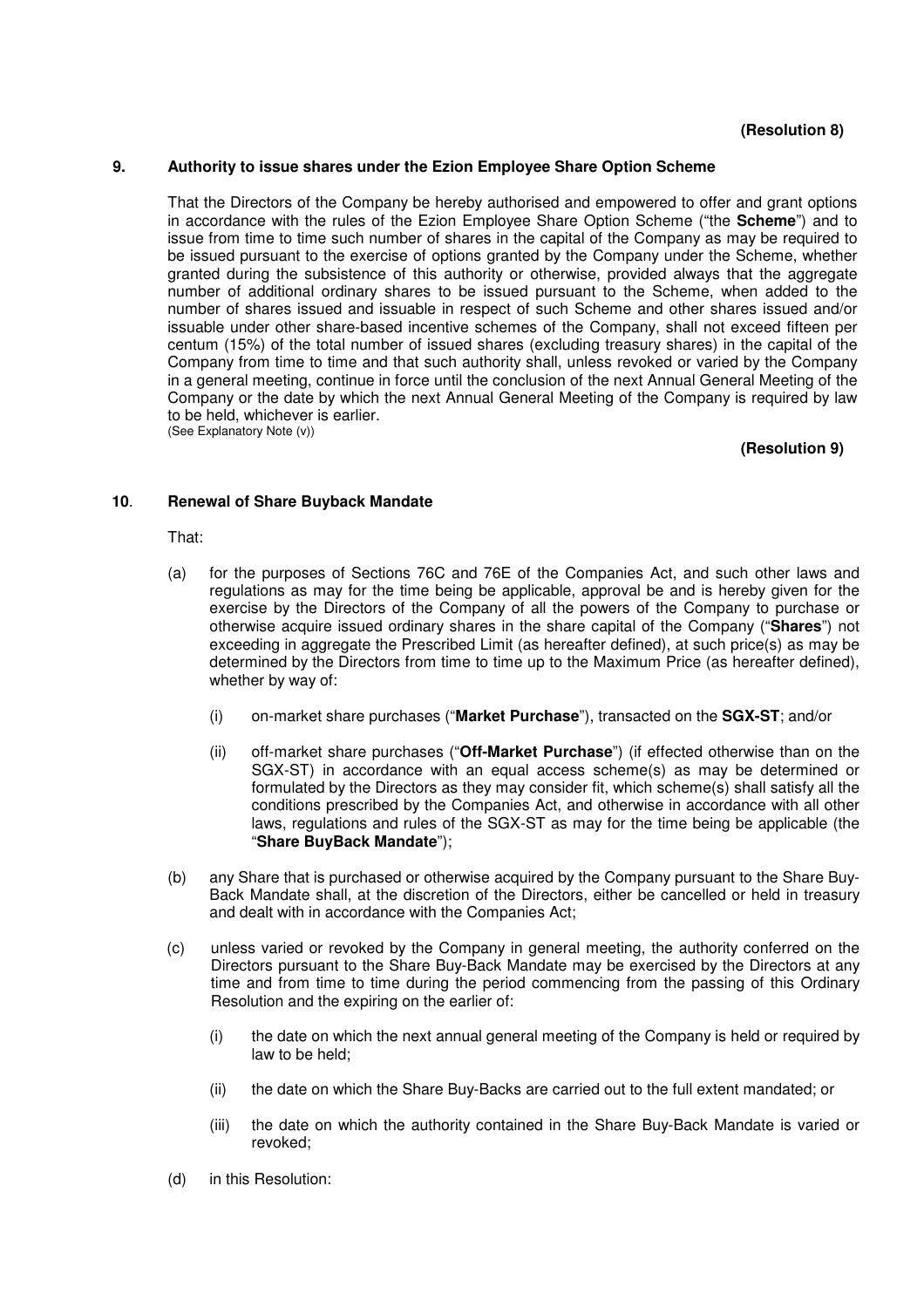**(Resolution 8)**

**9. Authority to issue shares under the Ezion Employee Share Option Scheme**

That the Directors of the Company be hereby authorised and empowered to offer and grant options in accordance with the rules of the Ezion Employee Share Option Scheme ("the **Scheme**") and to issue from time to time such number of shares in the capital of the Company as may be required to be issued pursuant to the exercise of options granted by the Company under the Scheme, whether granted during the subsistence of this authority or otherwise, provided always that the aggregate number of additional ordinary shares to be issued pursuant to the Scheme, when added to the number of shares issued and issuable in respect of such Scheme and other shares issued and/or issuable under other share-based incentive schemes of the Company, shall not exceed fifteen per centum (15%) of the total number of issued shares (excluding treasury shares) in the capital of the Company from time to time and that such authority shall, unless revoked or varied by the Company in a general meeting, continue in force until the conclusion of the next Annual General Meeting of the Company or the date by which the next Annual General Meeting of the Company is required by law to be held, whichever is earlier.
(See Explanatory Note (v))

**(Resolution 9)**

**10. Renewal of Share Buyback Mandate**

That:

(a) for the purposes of Sections 76C and 76E of the Companies Act, and such other laws and regulations as may for the time being be applicable, approval be and is hereby given for the exercise by the Directors of the Company of all the powers of the Company to purchase or otherwise acquire issued ordinary shares in the share capital of the Company ("**Shares**") not exceeding in aggregate the Prescribed Limit (as hereafter defined), at such price(s) as may be determined by the Directors from time to time up to the Maximum Price (as hereafter defined), whether by way of:

(i) on-market share purchases ("**Market Purchase**"), transacted on the **SGX-ST**; and/or

(ii) off-market share purchases ("**Off-Market Purchase**") (if effected otherwise than on the SGX-ST) in accordance with an equal access scheme(s) as may be determined or formulated by the Directors as they may consider fit, which scheme(s) shall satisfy all the conditions prescribed by the Companies Act, and otherwise in accordance with all other laws, regulations and rules of the SGX-ST as may for the time being be applicable (the "**Share BuyBack Mandate**");

(b) any Share that is purchased or otherwise acquired by the Company pursuant to the Share Buy-Back Mandate shall, at the discretion of the Directors, either be cancelled or held in treasury and dealt with in accordance with the Companies Act;

(c) unless varied or revoked by the Company in general meeting, the authority conferred on the Directors pursuant to the Share Buy-Back Mandate may be exercised by the Directors at any time and from time to time during the period commencing from the passing of this Ordinary Resolution and the expiring on the earlier of:

(i) the date on which the next annual general meeting of the Company is held or required by law to be held;

(ii) the date on which the Share Buy-Backs are carried out to the full extent mandated; or

(iii) the date on which the authority contained in the Share Buy-Back Mandate is varied or revoked;

(d) in this Resolution: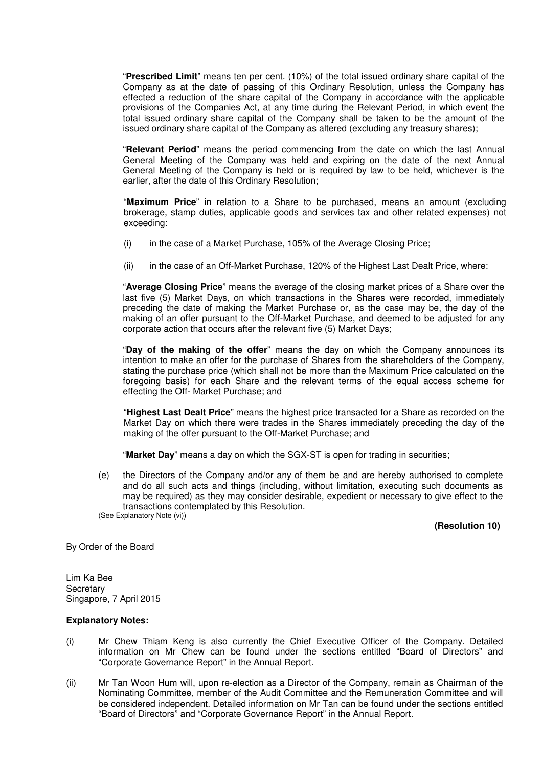"**Prescribed Limit**" means ten per cent. (10%) of the total issued ordinary share capital of the Company as at the date of passing of this Ordinary Resolution, unless the Company has effected a reduction of the share capital of the Company in accordance with the applicable provisions of the Companies Act, at any time during the Relevant Period, in which event the total issued ordinary share capital of the Company shall be taken to be the amount of the issued ordinary share capital of the Company as altered (excluding any treasury shares);

"**Relevant Period**" means the period commencing from the date on which the last Annual General Meeting of the Company was held and expiring on the date of the next Annual General Meeting of the Company is held or is required by law to be held, whichever is the earlier, after the date of this Ordinary Resolution;

"**Maximum Price**" in relation to a Share to be purchased, means an amount (excluding brokerage, stamp duties, applicable goods and services tax and other related expenses) not exceeding:

(i) in the case of a Market Purchase, 105% of the Average Closing Price;

(ii) in the case of an Off-Market Purchase, 120% of the Highest Last Dealt Price, where:

"**Average Closing Price**" means the average of the closing market prices of a Share over the last five (5) Market Days, on which transactions in the Shares were recorded, immediately preceding the date of making the Market Purchase or, as the case may be, the day of the making of an offer pursuant to the Off-Market Purchase, and deemed to be adjusted for any corporate action that occurs after the relevant five (5) Market Days;

"**Day of the making of the offer**" means the day on which the Company announces its intention to make an offer for the purchase of Shares from the shareholders of the Company, stating the purchase price (which shall not be more than the Maximum Price calculated on the foregoing basis) for each Share and the relevant terms of the equal access scheme for effecting the Off- Market Purchase; and

"**Highest Last Dealt Price**" means the highest price transacted for a Share as recorded on the Market Day on which there were trades in the Shares immediately preceding the day of the making of the offer pursuant to the Off-Market Purchase; and

"**Market Day**" means a day on which the SGX-ST is open for trading in securities;

(e) the Directors of the Company and/or any of them be and are hereby authorised to complete and do all such acts and things (including, without limitation, executing such documents as may be required) as they may consider desirable, expedient or necessary to give effect to the transactions contemplated by this Resolution.

(See Explanatory Note (vi))

**(Resolution 10)**

By Order of the Board

Lim Ka Bee
Secretary
Singapore, 7 April 2015

**Explanatory Notes:**

(i) Mr Chew Thiam Keng is also currently the Chief Executive Officer of the Company. Detailed information on Mr Chew can be found under the sections entitled "Board of Directors" and "Corporate Governance Report" in the Annual Report.

(ii) Mr Tan Woon Hum will, upon re-election as a Director of the Company, remain as Chairman of the Nominating Committee, member of the Audit Committee and the Remuneration Committee and will be considered independent. Detailed information on Mr Tan can be found under the sections entitled "Board of Directors" and "Corporate Governance Report" in the Annual Report.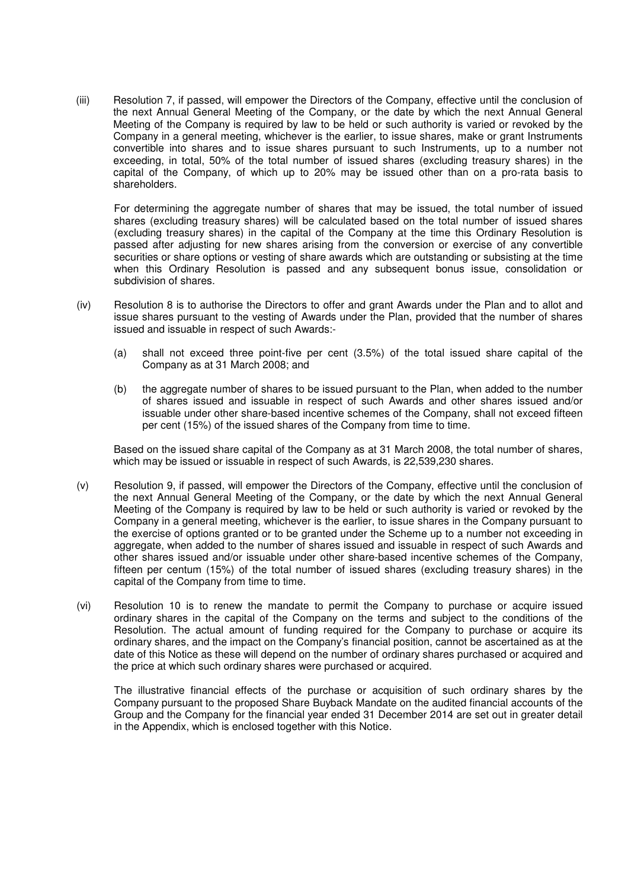(iii) Resolution 7, if passed, will empower the Directors of the Company, effective until the conclusion of the next Annual General Meeting of the Company, or the date by which the next Annual General Meeting of the Company is required by law to be held or such authority is varied or revoked by the Company in a general meeting, whichever is the earlier, to issue shares, make or grant Instruments convertible into shares and to issue shares pursuant to such Instruments, up to a number not exceeding, in total, 50% of the total number of issued shares (excluding treasury shares) in the capital of the Company, of which up to 20% may be issued other than on a pro-rata basis to shareholders.

For determining the aggregate number of shares that may be issued, the total number of issued shares (excluding treasury shares) will be calculated based on the total number of issued shares (excluding treasury shares) in the capital of the Company at the time this Ordinary Resolution is passed after adjusting for new shares arising from the conversion or exercise of any convertible securities or share options or vesting of share awards which are outstanding or subsisting at the time when this Ordinary Resolution is passed and any subsequent bonus issue, consolidation or subdivision of shares.

(iv) Resolution 8 is to authorise the Directors to offer and grant Awards under the Plan and to allot and issue shares pursuant to the vesting of Awards under the Plan, provided that the number of shares issued and issuable in respect of such Awards:-

(a) shall not exceed three point-five per cent (3.5%) of the total issued share capital of the Company as at 31 March 2008; and

(b) the aggregate number of shares to be issued pursuant to the Plan, when added to the number of shares issued and issuable in respect of such Awards and other shares issued and/or issuable under other share-based incentive schemes of the Company, shall not exceed fifteen per cent (15%) of the issued shares of the Company from time to time.

Based on the issued share capital of the Company as at 31 March 2008, the total number of shares, which may be issued or issuable in respect of such Awards, is 22,539,230 shares.

(v) Resolution 9, if passed, will empower the Directors of the Company, effective until the conclusion of the next Annual General Meeting of the Company, or the date by which the next Annual General Meeting of the Company is required by law to be held or such authority is varied or revoked by the Company in a general meeting, whichever is the earlier, to issue shares in the Company pursuant to the exercise of options granted or to be granted under the Scheme up to a number not exceeding in aggregate, when added to the number of shares issued and issuable in respect of such Awards and other shares issued and/or issuable under other share-based incentive schemes of the Company, fifteen per centum (15%) of the total number of issued shares (excluding treasury shares) in the capital of the Company from time to time.

(vi) Resolution 10 is to renew the mandate to permit the Company to purchase or acquire issued ordinary shares in the capital of the Company on the terms and subject to the conditions of the Resolution. The actual amount of funding required for the Company to purchase or acquire its ordinary shares, and the impact on the Company's financial position, cannot be ascertained as at the date of this Notice as these will depend on the number of ordinary shares purchased or acquired and the price at which such ordinary shares were purchased or acquired.

The illustrative financial effects of the purchase or acquisition of such ordinary shares by the Company pursuant to the proposed Share Buyback Mandate on the audited financial accounts of the Group and the Company for the financial year ended 31 December 2014 are set out in greater detail in the Appendix, which is enclosed together with this Notice.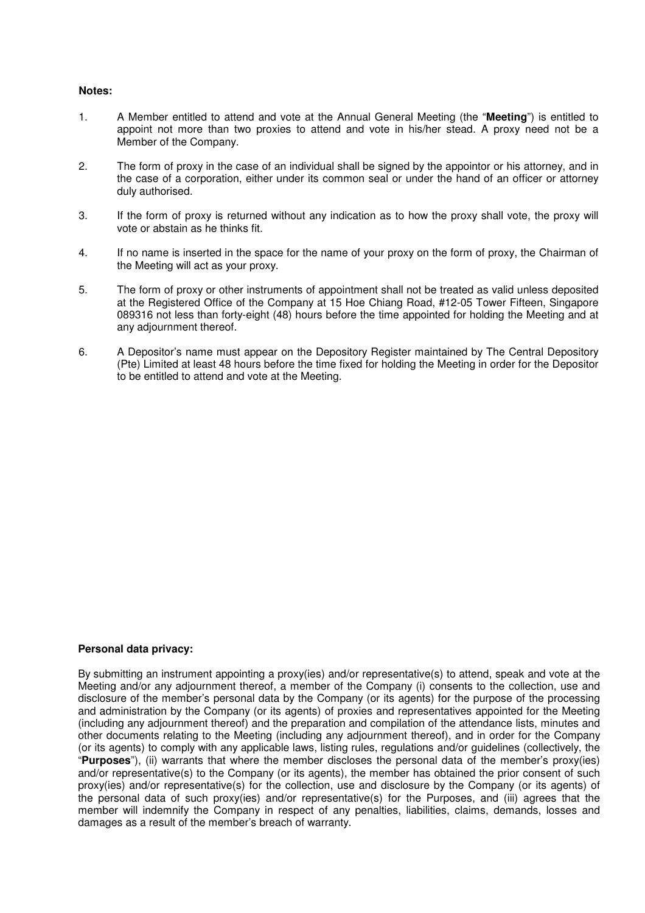**Notes:**

1. A Member entitled to attend and vote at the Annual General Meeting (the "**Meeting**") is entitled to appoint not more than two proxies to attend and vote in his/her stead. A proxy need not be a Member of the Company.

2. The form of proxy in the case of an individual shall be signed by the appointor or his attorney, and in the case of a corporation, either under its common seal or under the hand of an officer or attorney duly authorised.

3. If the form of proxy is returned without any indication as to how the proxy shall vote, the proxy will vote or abstain as he thinks fit.

4. If no name is inserted in the space for the name of your proxy on the form of proxy, the Chairman of the Meeting will act as your proxy.

5. The form of proxy or other instruments of appointment shall not be treated as valid unless deposited at the Registered Office of the Company at 15 Hoe Chiang Road, #12-05 Tower Fifteen, Singapore 089316 not less than forty-eight (48) hours before the time appointed for holding the Meeting and at any adjournment thereof.

6. A Depositor's name must appear on the Depository Register maintained by The Central Depository (Pte) Limited at least 48 hours before the time fixed for holding the Meeting in order for the Depositor to be entitled to attend and vote at the Meeting.

**Personal data privacy:**

By submitting an instrument appointing a proxy(ies) and/or representative(s) to attend, speak and vote at the Meeting and/or any adjournment thereof, a member of the Company (i) consents to the collection, use and disclosure of the member's personal data by the Company (or its agents) for the purpose of the processing and administration by the Company (or its agents) of proxies and representatives appointed for the Meeting (including any adjournment thereof) and the preparation and compilation of the attendance lists, minutes and other documents relating to the Meeting (including any adjournment thereof), and in order for the Company (or its agents) to comply with any applicable laws, listing rules, regulations and/or guidelines (collectively, the "**Purposes**"), (ii) warrants that where the member discloses the personal data of the member's proxy(ies) and/or representative(s) to the Company (or its agents), the member has obtained the prior consent of such proxy(ies) and/or representative(s) for the collection, use and disclosure by the Company (or its agents) of the personal data of such proxy(ies) and/or representative(s) for the Purposes, and (iii) agrees that the member will indemnify the Company in respect of any penalties, liabilities, claims, demands, losses and damages as a result of the member's breach of warranty.